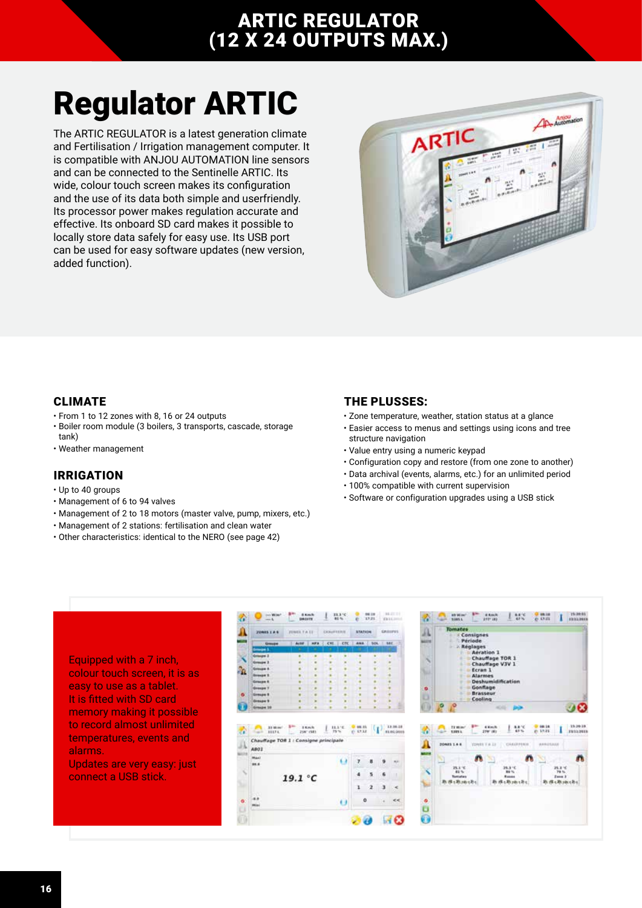# ARTIC REGULATOR (12 X 24 OUTPUTS MAX.)

# Regulator ARTIC

The ARTIC REGULATOR is a latest generation climate and Fertilisation / Irrigation management computer. It is compatible with ANJOU AUTOMATION line sensors and can be connected to the Sentinelle ARTIC. Its wide, colour touch screen makes its configuration and the use of its data both simple and userfriendly. Its processor power makes regulation accurate and effective. Its onboard SD card makes it possible to locally store data safely for easy use. Its USB port can be used for easy software updates (new version, added function).

## CLIMATE

- From 1 to 12 zones with 8, 16 or 24 outputs
- Boiler room module (3 boilers, 3 transports, cascade, storage tank)
- Weather management

## IRRIGATION

- Up to 40 groups
- Management of 6 to 94 valves
- Management of 2 to 18 motors (master valve, pump, mixers, etc.)
- Management of 2 stations: fertilisation and clean water
- Other characteristics: identical to the NERO (see page 42)

## THE PLUSSES:

- Zone temperature, weather, station status at a glance
- Easier access to menus and settings using icons and tree structure navigation
- Value entry using a numeric keypad
- Configuration copy and restore (from one zone to another)
- Data archival (events, alarms, etc.) for an unlimited period
- 100% compatible with current supervision
- Software or configuration upgrades using a USB stick

Equipped with a 7 inch, colour touch screen, it is as easy to use as a tablet. It is fitted with SD card memory making it possible to record almost unlimited temperatures, events and alarms. Updates are very easy: just connect a USB stick.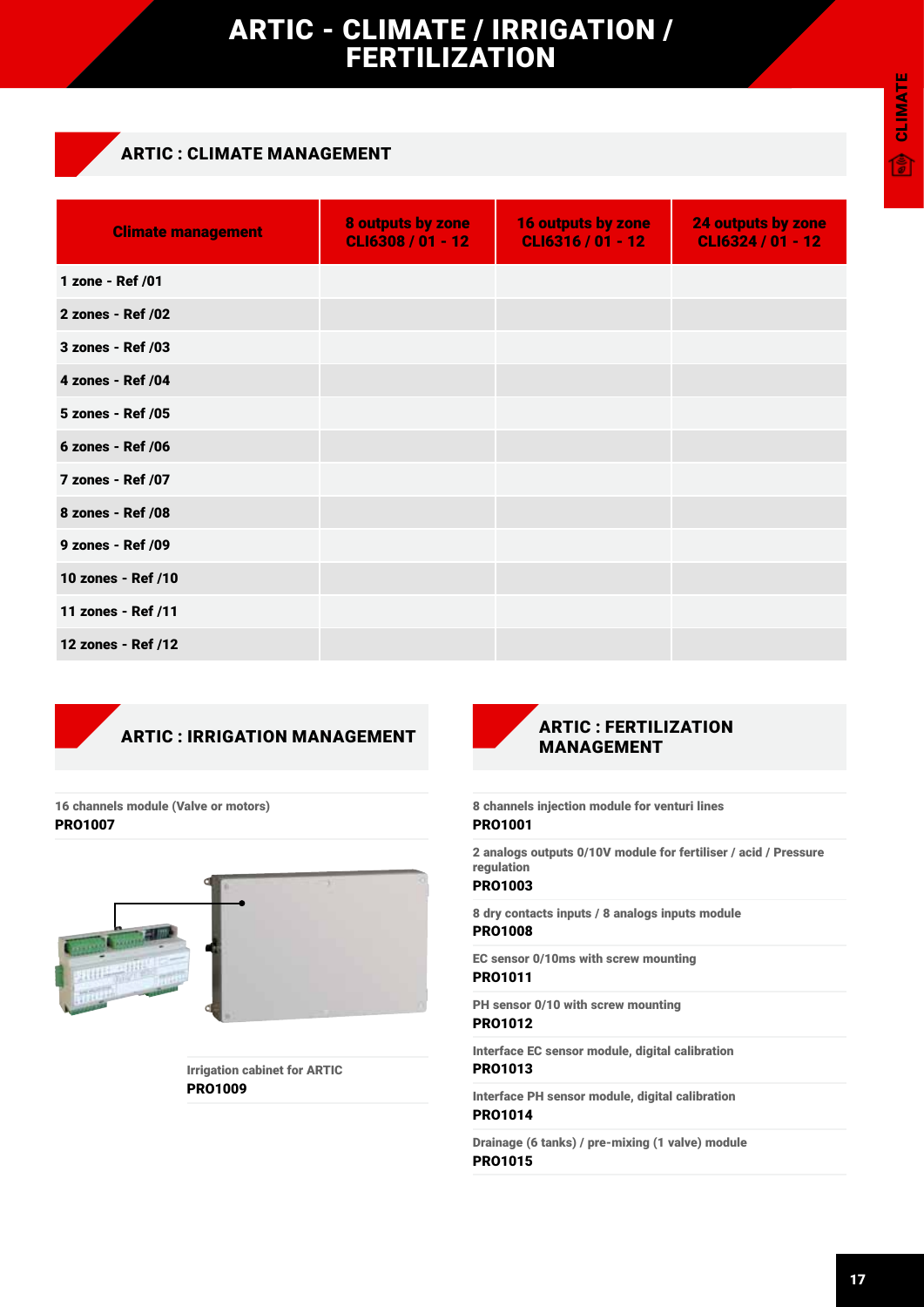# ARTIC - CLIMATE / IRRIGATION / FERTILIZATION

## ARTIC : CLIMATE MANAGEMENT

| Climate management | 8 outputs by zone CLI6308 / 01 - 12 | 16 outputs by zone CLI6316 / 01 - 12 | 24 outputs by zone CLI6324 / 01 - 12 |
|---|---|---|---|
| 1 zone - Ref /01 | | | |
| 2 zones - Ref /02 | | | |
| 3 zones - Ref /03 | | | |
| 4 zones - Ref /04 | | | |
| 5 zones - Ref /05 | | | |
| 6 zones - Ref /06 | | | |
| 7 zones - Ref /07 | | | |
| 8 zones - Ref /08 | | | |
| 9 zones - Ref /09 | | | |
| 10 zones - Ref /10 | | | |
| 11 zones - Ref /11 | | | |
| 12 zones - Ref /12 | | | |

## ARTIC : IRRIGATION MANAGEMENT

16 channels module (Valve or motors)
**PRO1007**

Irrigation cabinet for ARTIC
**PRO1009**

## ARTIC : FERTILIZATION MANAGEMENT

8 channels injection module for venturi lines
**PRO1001**

2 analogs outputs 0/10V module for fertiliser / acid / Pressure regulation
**PRO1003**

8 dry contacts inputs / 8 analogs inputs module
**PRO1008**

EC sensor 0/10ms with screw mounting
**PRO1011**

PH sensor 0/10 with screw mounting
**PRO1012**

Interface EC sensor module, digital calibration
**PRO1013**

Interface PH sensor module, digital calibration
**PRO1014**

Drainage (6 tanks) / pre-mixing (1 valve) module
**PRO1015**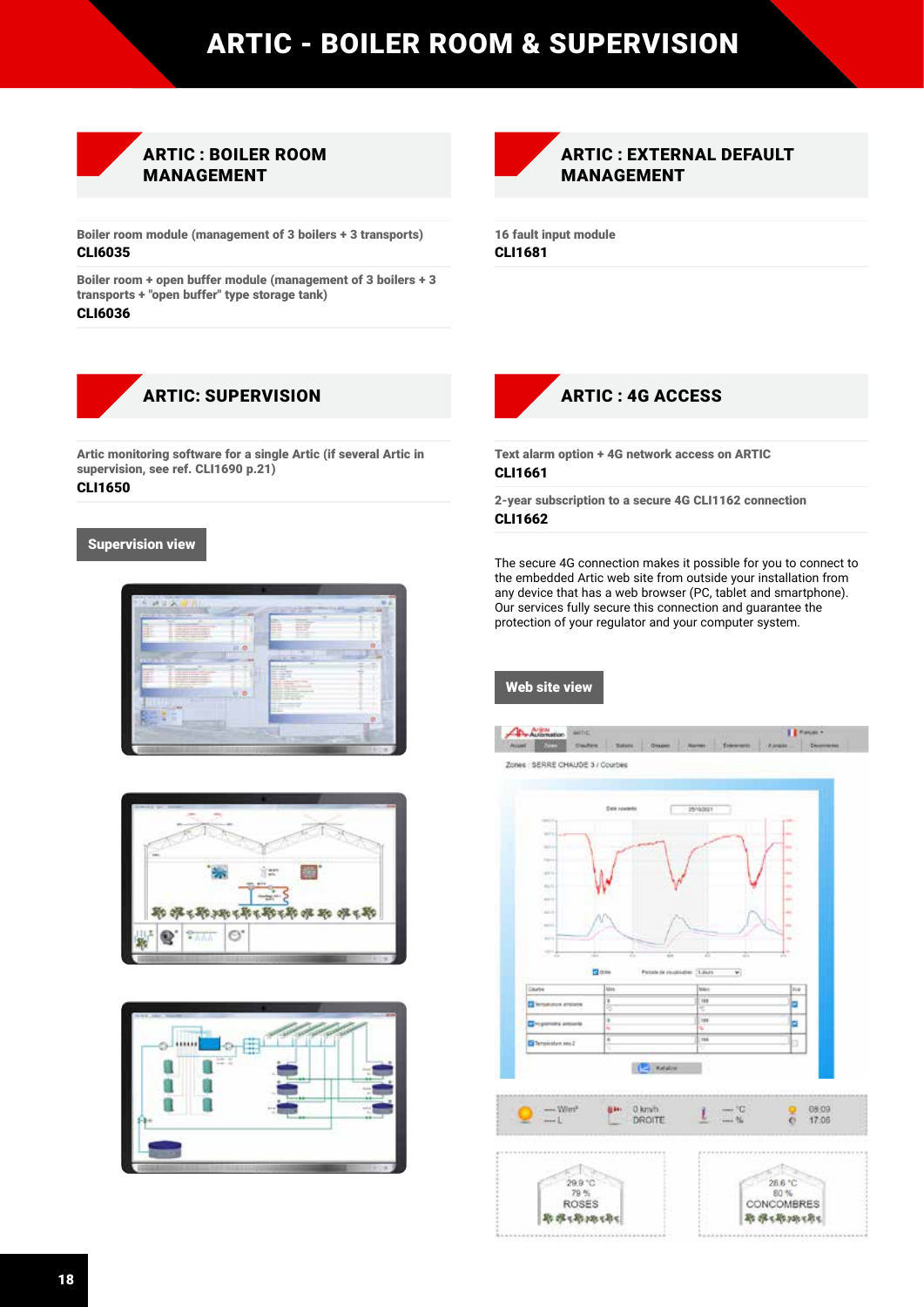# ARTIC - BOILER ROOM & SUPERVISION

## ARTIC : BOILER ROOM MANAGEMENT

Boiler room module (management of 3 boilers + 3 transports)
**CLI6035**

Boiler room + open buffer module (management of 3 boilers + 3 transports + "open buffer" type storage tank)
**CLI6036**

## ARTIC : EXTERNAL DEFAULT MANAGEMENT

16 fault input module
**CLI1681**

## ARTIC: SUPERVISION

Artic monitoring software for a single Artic (if several Artic in supervision, see ref. CLI1690 p.21)
**CLI1650**

**Supervision view**

## ARTIC : 4G ACCESS

Text alarm option + 4G network access on ARTIC
**CLI1661**

2-year subscription to a secure 4G CLI1162 connection
**CLI1662**

The secure 4G connection makes it possible for you to connect to the embedded Artic web site from outside your installation from any device that has a web browser (PC, tablet and smartphone). Our services fully secure this connection and guarantee the protection of your regulator and your computer system.

**Web site view**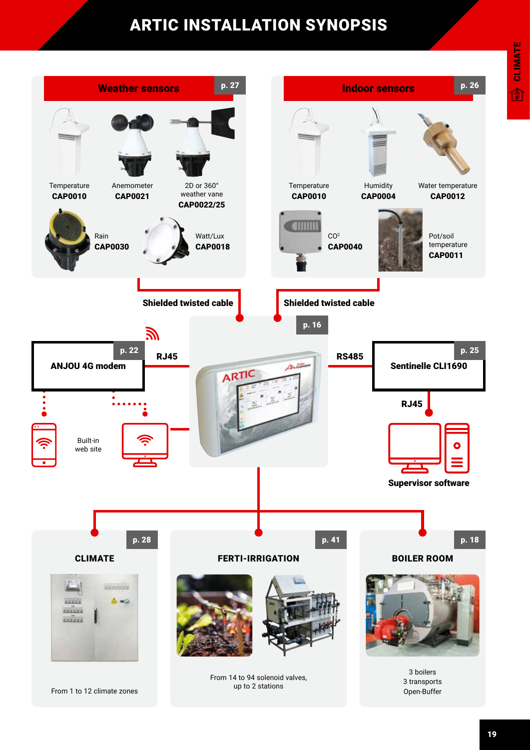# ARTIC INSTALLATION SYNOPSIS

CLIMATE

## Weather sensors

p. 27

Temperature **CAP0010**

Anemometer **CAP0021**

2D or 360° weather vane **CAP0022/25**

Rain **CAP0030**

Watt/Lux **CAP0018**

## Indoor sensors

p. 26

Temperature **CAP0010**

Humidity **CAP0004**

Water temperature **CAP0012**

$CO^2$ **CAP0040**

Pot/soil temperature **CAP0011**

**Shielded twisted cable**

**Shielded twisted cable**

p. 16

**ANJOU 4G modem** p. 22

**RJ45**

Built-in web site

**RS485**

**Sentinelle CLI1690** p. 25

**RJ45**

**Supervisor software**

## CLIMATE

p. 28

From 1 to 12 climate zones

## FERTI-IRRIGATION

p. 41

From 14 to 94 solenoid valves, up to 2 stations

## BOILER ROOM

p. 18

3 boilers
3 transports
Open-Buffer